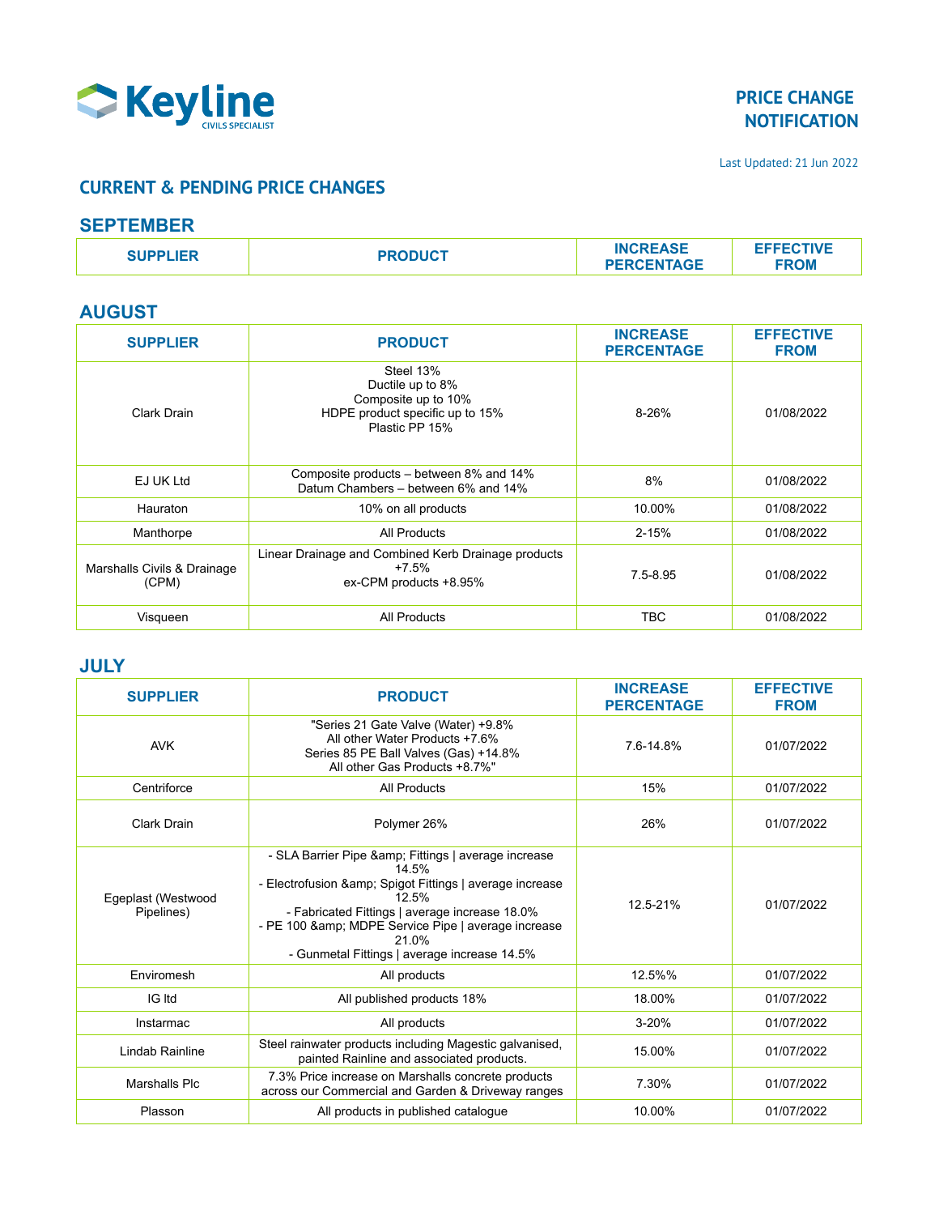Keyline
CIVILS SPECIALIST

# PRICE CHANGE NOTIFICATION

Last Updated: 21 Jun 2022

## CURRENT & PENDING PRICE CHANGES

### SEPTEMBER

| SUPPLIER | PRODUCT | INCREASE PERCENTAGE | EFFECTIVE FROM |
|---|---|---|---|

### AUGUST

| SUPPLIER | PRODUCT | INCREASE PERCENTAGE | EFFECTIVE FROM |
|---|---|---|---|
| Clark Drain | Steel 13%<br>Ductile up to 8%<br>Composite up to 10%<br>HDPE product specific up to 15%<br>Plastic PP 15% | 8-26% | 01/08/2022 |
| EJ UK Ltd | Composite products – between 8% and 14%<br>Datum Chambers – between 6% and 14% | 8% | 01/08/2022 |
| Hauraton | 10% on all products | 10.00% | 01/08/2022 |
| Manthorpe | All Products | 2-15% | 01/08/2022 |
| Marshalls Civils & Drainage (CPM) | Linear Drainage and Combined Kerb Drainage products +7.5%<br>ex-CPM products +8.95% | 7.5-8.95 | 01/08/2022 |
| Visqueen | All Products | TBC | 01/08/2022 |

### JULY

| SUPPLIER | PRODUCT | INCREASE PERCENTAGE | EFFECTIVE FROM |
|---|---|---|---|
| AVK | "Series 21 Gate Valve (Water) +9.8%<br>All other Water Products +7.6%<br>Series 85 PE Ball Valves (Gas) +14.8%<br>All other Gas Products +8.7%" | 7.6-14.8% | 01/07/2022 |
| Centriforce | All Products | 15% | 01/07/2022 |
| Clark Drain | Polymer 26% | 26% | 01/07/2022 |
| Egeplast (Westwood Pipelines) | - SLA Barrier Pipe &amp; Fittings \| average increase 14.5%<br>- Electrofusion &amp; Spigot Fittings \| average increase 12.5%<br>- Fabricated Fittings \| average increase 18.0%<br>- PE 100 &amp; MDPE Service Pipe \| average increase 21.0%<br>- Gunmetal Fittings \| average increase 14.5% | 12.5-21% | 01/07/2022 |
| Enviromesh | All products | 12.5%% | 01/07/2022 |
| IG ltd | All published products 18% | 18.00% | 01/07/2022 |
| Instarmac | All products | 3-20% | 01/07/2022 |
| Lindab Rainline | Steel rainwater products including Magestic galvanised, painted Rainline and associated products. | 15.00% | 01/07/2022 |
| Marshalls Plc | 7.3% Price increase on Marshalls concrete products across our Commercial and Garden & Driveway ranges | 7.30% | 01/07/2022 |
| Plasson | All products in published catalogue | 10.00% | 01/07/2022 |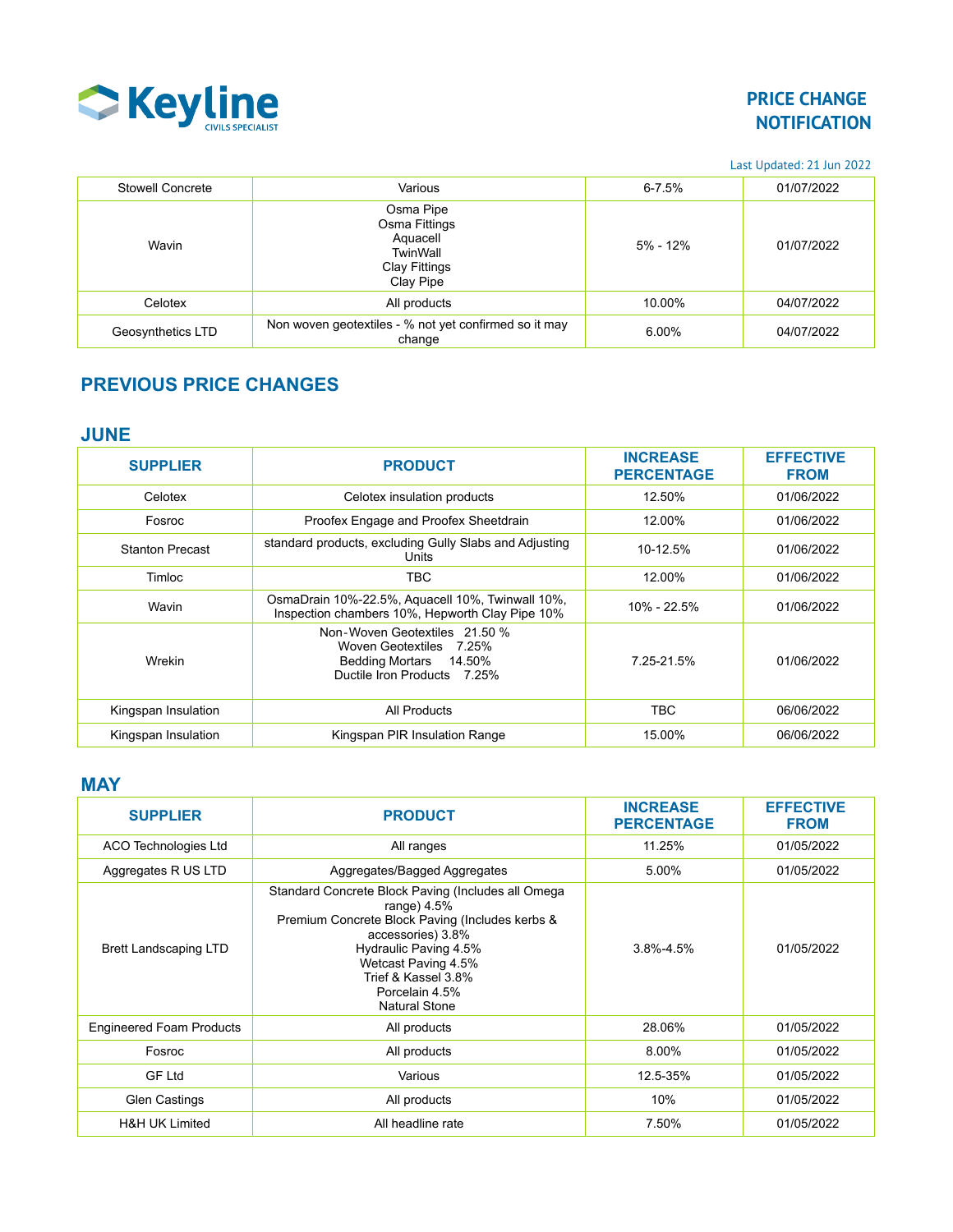| Stowell Concrete | Various | 6-7.5% | 01/07/2022 |
|---|---|---|---|
| Wavin | Osma Pipe<br>Osma Fittings<br>Aquacell<br>TwinWall<br>Clay Fittings<br>Clay Pipe | 5% - 12% | 01/07/2022 |
| Celotex | All products | 10.00% | 04/07/2022 |
| Geosynthetics LTD | Non woven geotextiles - % not yet confirmed so it may change | 6.00% | 04/07/2022 |

## PREVIOUS PRICE CHANGES

### JUNE

| SUPPLIER | PRODUCT | INCREASE PERCENTAGE | EFFECTIVE FROM |
|---|---|---|---|
| Celotex | Celotex insulation products | 12.50% | 01/06/2022 |
| Fosroc | Proofex Engage and Proofex Sheetdrain | 12.00% | 01/06/2022 |
| Stanton Precast | standard products, excluding Gully Slabs and Adjusting Units | 10-12.5% | 01/06/2022 |
| Timloc | TBC | 12.00% | 01/06/2022 |
| Wavin | OsmaDrain 10%-22.5%, Aquacell 10%, Twinwall 10%, Inspection chambers 10%, Hepworth Clay Pipe 10% | 10% - 22.5% | 01/06/2022 |
| Wrekin | Non-Woven Geotextiles 21.50 %<br>Woven Geotextiles 7.25%<br>Bedding Mortars 14.50%<br>Ductile Iron Products 7.25% | 7.25-21.5% | 01/06/2022 |
| Kingspan Insulation | All Products | TBC | 06/06/2022 |
| Kingspan Insulation | Kingspan PIR Insulation Range | 15.00% | 06/06/2022 |

### MAY

| SUPPLIER | PRODUCT | INCREASE PERCENTAGE | EFFECTIVE FROM |
|---|---|---|---|
| ACO Technologies Ltd | All ranges | 11.25% | 01/05/2022 |
| Aggregates R US LTD | Aggregates/Bagged Aggregates | 5.00% | 01/05/2022 |
| Brett Landscaping LTD | Standard Concrete Block Paving (Includes all Omega range) 4.5%<br>Premium Concrete Block Paving (Includes kerbs & accessories) 3.8%<br>Hydraulic Paving 4.5%<br>Wetcast Paving 4.5%<br>Trief & Kassel 3.8%<br>Porcelain 4.5%<br>Natural Stone | 3.8%-4.5% | 01/05/2022 |
| Engineered Foam Products | All products | 28.06% | 01/05/2022 |
| Fosroc | All products | 8.00% | 01/05/2022 |
| GF Ltd | Various | 12.5-35% | 01/05/2022 |
| Glen Castings | All products | 10% | 01/05/2022 |
| H&H UK Limited | All headline rate | 7.50% | 01/05/2022 |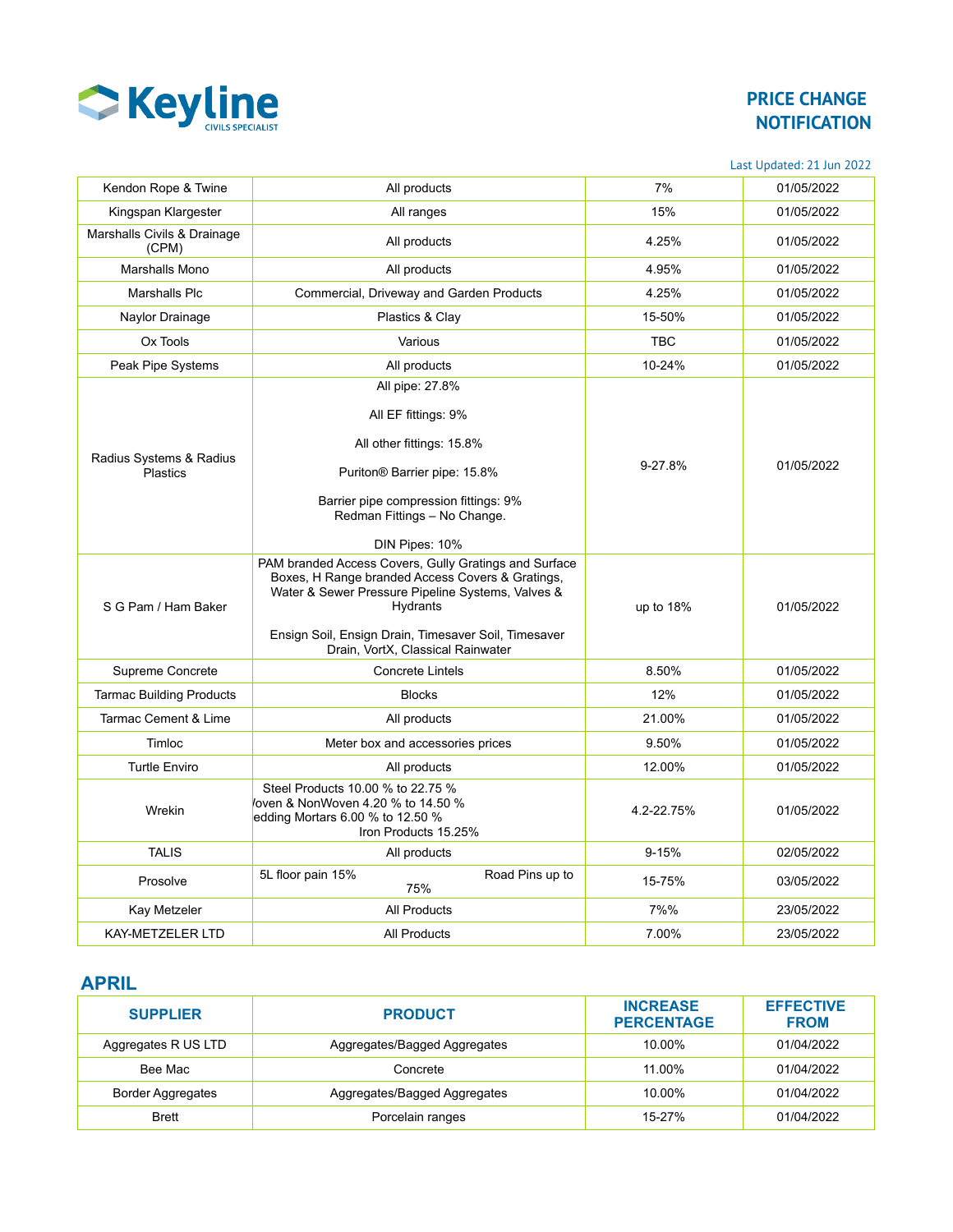# PRICE CHANGE NOTIFICATION

Last Updated: 21 Jun 2022

| | | | |
|---|---|---|---|
| Kendon Rope & Twine | All products | 7% | 01/05/2022 |
| Kingspan Klargester | All ranges | 15% | 01/05/2022 |
| Marshalls Civils & Drainage (CPM) | All products | 4.25% | 01/05/2022 |
| Marshalls Mono | All products | 4.95% | 01/05/2022 |
| Marshalls Plc | Commercial, Driveway and Garden Products | 4.25% | 01/05/2022 |
| Naylor Drainage | Plastics & Clay | 15-50% | 01/05/2022 |
| Ox Tools | Various | TBC | 01/05/2022 |
| Peak Pipe Systems | All products | 10-24% | 01/05/2022 |
| Radius Systems & Radius Plastics | All pipe: 27.8%<br><br>All EF fittings: 9%<br><br>All other fittings: 15.8%<br><br>Puriton® Barrier pipe: 15.8%<br><br>Barrier pipe compression fittings: 9%<br>Redman Fittings – No Change.<br><br>DIN Pipes: 10% | 9-27.8% | 01/05/2022 |
| S G Pam / Ham Baker | PAM branded Access Covers, Gully Gratings and Surface Boxes, H Range branded Access Covers & Gratings, Water & Sewer Pressure Pipeline Systems, Valves & Hydrants<br><br>Ensign Soil, Ensign Drain, Timesaver Soil, Timesaver Drain, VortX, Classical Rainwater | up to 18% | 01/05/2022 |
| Supreme Concrete | Concrete Lintels | 8.50% | 01/05/2022 |
| Tarmac Building Products | Blocks | 12% | 01/05/2022 |
| Tarmac Cement & Lime | All products | 21.00% | 01/05/2022 |
| Timloc | Meter box and accessories prices | 9.50% | 01/05/2022 |
| Turtle Enviro | All products | 12.00% | 01/05/2022 |
| Wrekin | Steel Products 10.00 % to 22.75 %<br>/oven & NonWoven 4.20 % to 14.50 %<br>edding Mortars 6.00 % to 12.50 %<br>Iron Products 15.25% | 4.2-22.75% | 01/05/2022 |
| TALIS | All products | 9-15% | 02/05/2022 |
| Prosolve | 5L floor pain 15% Road Pins up to 75% | 15-75% | 03/05/2022 |
| Kay Metzeler | All Products | 7%% | 23/05/2022 |
| KAY-METZELER LTD | All Products | 7.00% | 23/05/2022 |

## APRIL

| SUPPLIER | PRODUCT | INCREASE PERCENTAGE | EFFECTIVE FROM |
|---|---|---|---|
| Aggregates R US LTD | Aggregates/Bagged Aggregates | 10.00% | 01/04/2022 |
| Bee Mac | Concrete | 11.00% | 01/04/2022 |
| Border Aggregates | Aggregates/Bagged Aggregates | 10.00% | 01/04/2022 |
| Brett | Porcelain ranges | 15-27% | 01/04/2022 |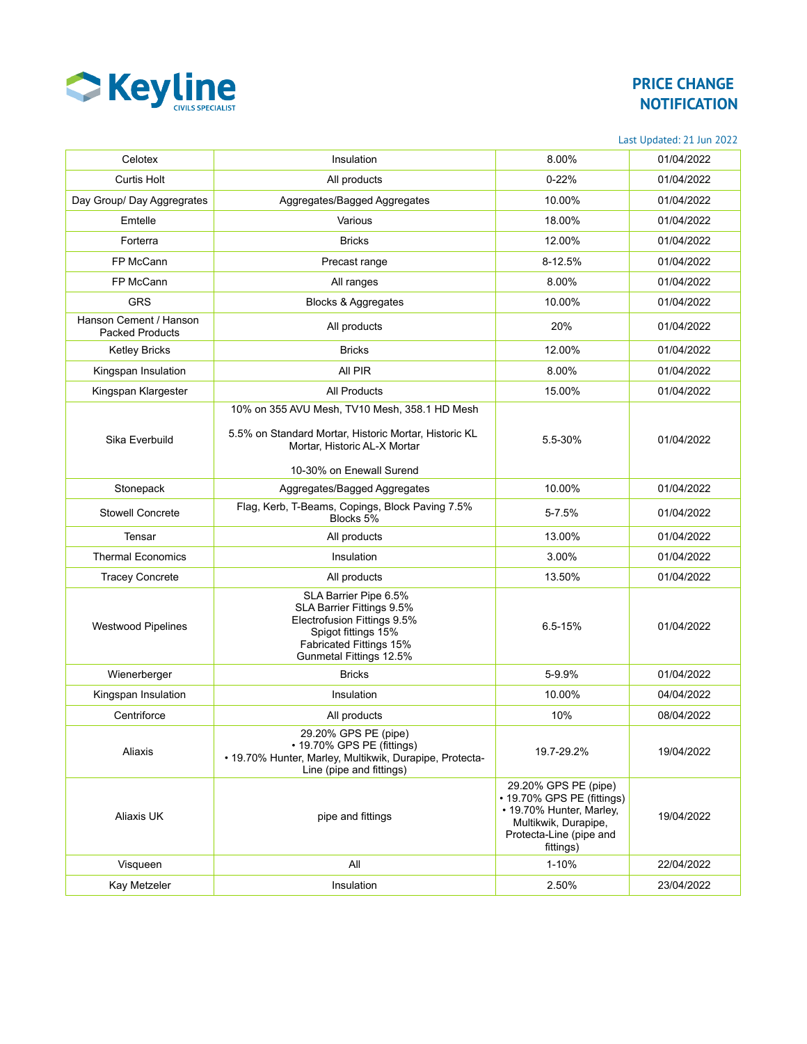# PRICE CHANGE NOTIFICATION

Last Updated: 21 Jun 2022

| | | | |
|---|---|---|---|
| Celotex | Insulation | 8.00% | 01/04/2022 |
| Curtis Holt | All products | 0-22% | 01/04/2022 |
| Day Group/ Day Aggregrates | Aggregates/Bagged Aggregates | 10.00% | 01/04/2022 |
| Emtelle | Various | 18.00% | 01/04/2022 |
| Forterra | Bricks | 12.00% | 01/04/2022 |
| FP McCann | Precast range | 8-12.5% | 01/04/2022 |
| FP McCann | All ranges | 8.00% | 01/04/2022 |
| GRS | Blocks & Aggregates | 10.00% | 01/04/2022 |
| Hanson Cement / Hanson Packed Products | All products | 20% | 01/04/2022 |
| Ketley Bricks | Bricks | 12.00% | 01/04/2022 |
| Kingspan Insulation | All PIR | 8.00% | 01/04/2022 |
| Kingspan Klargester | All Products | 15.00% | 01/04/2022 |
| Sika Everbuild | 10% on 355 AVU Mesh, TV10 Mesh, 358.1 HD Mesh<br><br>5.5% on Standard Mortar, Historic Mortar, Historic KL Mortar, Historic AL-X Mortar<br><br>10-30% on Enewall Surend | 5.5-30% | 01/04/2022 |
| Stonepack | Aggregates/Bagged Aggregates | 10.00% | 01/04/2022 |
| Stowell Concrete | Flag, Kerb, T-Beams, Copings, Block Paving 7.5%<br>Blocks 5% | 5-7.5% | 01/04/2022 |
| Tensar | All products | 13.00% | 01/04/2022 |
| Thermal Economics | Insulation | 3.00% | 01/04/2022 |
| Tracey Concrete | All products | 13.50% | 01/04/2022 |
| Westwood Pipelines | SLA Barrier Pipe 6.5%<br>SLA Barrier Fittings 9.5%<br>Electrofusion Fittings 9.5%<br>Spigot fittings 15%<br>Fabricated Fittings 15%<br>Gunmetal Fittings 12.5% | 6.5-15% | 01/04/2022 |
| Wienerberger | Bricks | 5-9.9% | 01/04/2022 |
| Kingspan Insulation | Insulation | 10.00% | 04/04/2022 |
| Centriforce | All products | 10% | 08/04/2022 |
| Aliaxis | 29.20% GPS PE (pipe)<br>• 19.70% GPS PE (fittings)<br>• 19.70% Hunter, Marley, Multikwik, Durapipe, Protecta-Line (pipe and fittings) | 19.7-29.2% | 19/04/2022 |
| Aliaxis UK | pipe and fittings | 29.20% GPS PE (pipe)<br>• 19.70% GPS PE (fittings)<br>• 19.70% Hunter, Marley, Multikwik, Durapipe, Protecta-Line (pipe and fittings) | 19/04/2022 |
| Visqueen | All | 1-10% | 22/04/2022 |
| Kay Metzeler | Insulation | 2.50% | 23/04/2022 |